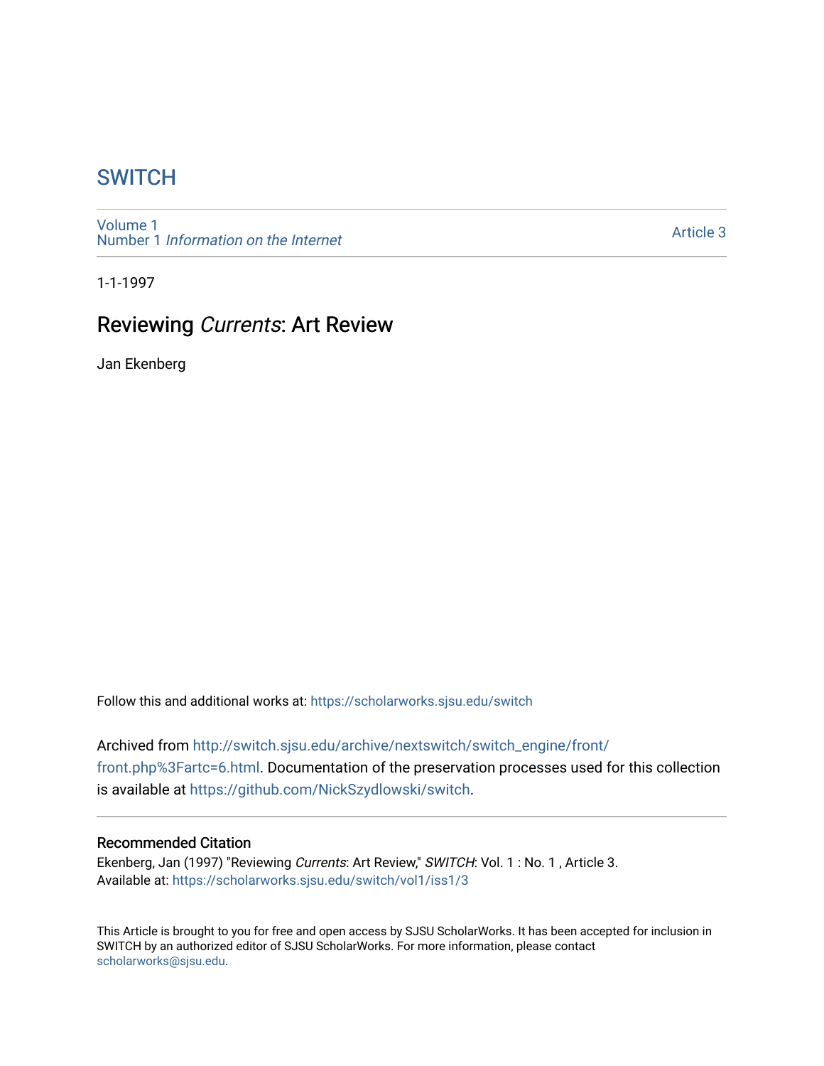# SWITCH

Volume 1
Number 1 *Information on the Internet*

Article 3

1-1-1997

## Reviewing *Currents*: Art Review

Jan Ekenberg

Follow this and additional works at: https://scholarworks.sjsu.edu/switch

Archived from http://switch.sjsu.edu/archive/nextswitch/switch_engine/front/front.php%3Fartc=6.html. Documentation of the preservation processes used for this collection is available at https://github.com/NickSzydlowski/switch.

### Recommended Citation

Ekenberg, Jan (1997) "Reviewing *Currents*: Art Review," *SWITCH*: Vol. 1 : No. 1 , Article 3.
Available at: https://scholarworks.sjsu.edu/switch/vol1/iss1/3

This Article is brought to you for free and open access by SJSU ScholarWorks. It has been accepted for inclusion in SWITCH by an authorized editor of SJSU ScholarWorks. For more information, please contact scholarworks@sjsu.edu.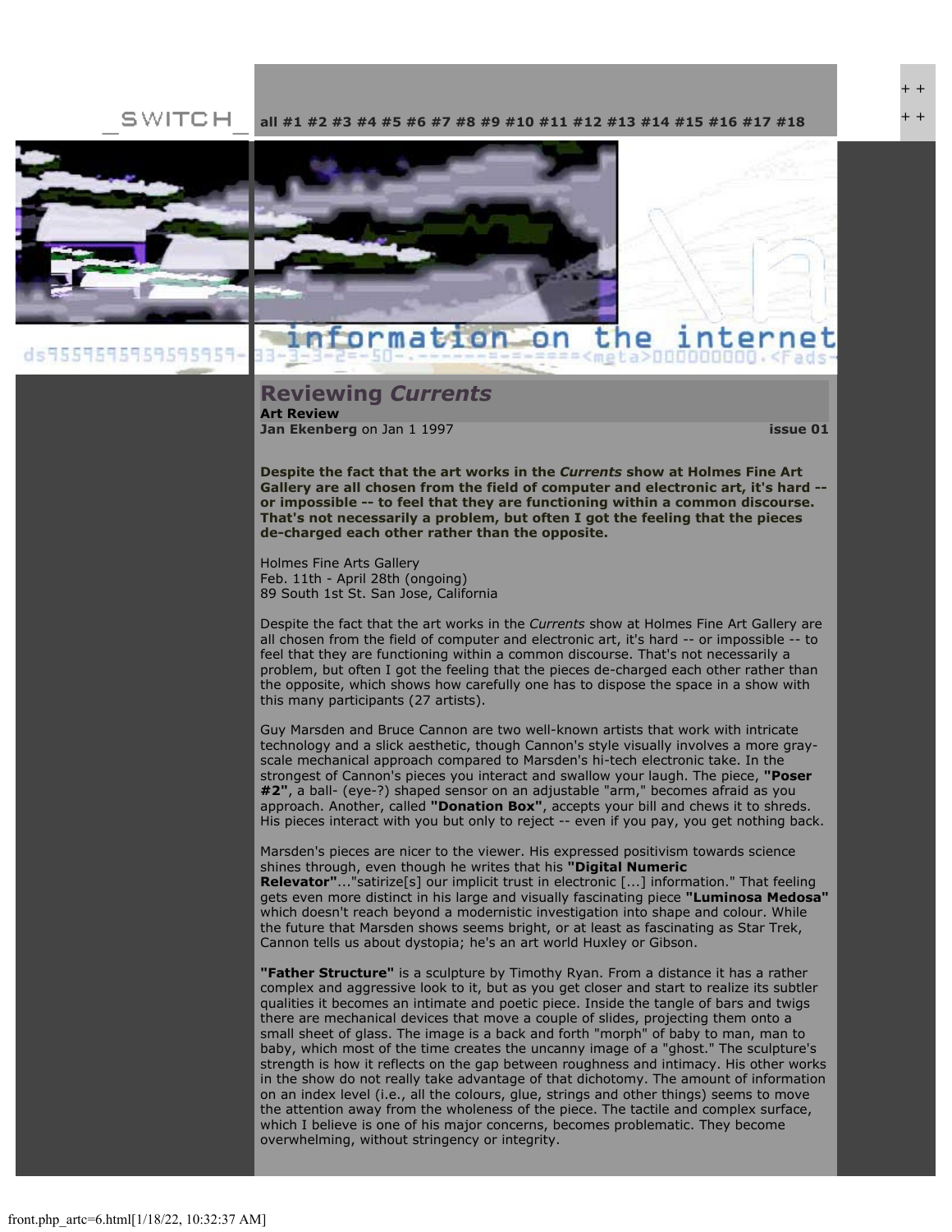_SWITCH_ **all #1 #2 #3 #4 #5 #6 #7 #8 #9 #10 #11 #12 #13 #14 #15 #16 #17 #18**

# Reviewing *Currents*

**Art Review**

**Jan Ekenberg** on Jan 1 1997 **issue 01**

**Despite the fact that the art works in the *Currents* show at Holmes Fine Art Gallery are all chosen from the field of computer and electronic art, it's hard -- or impossible -- to feel that they are functioning within a common discourse. That's not necessarily a problem, but often I got the feeling that the pieces de-charged each other rather than the opposite.**

Holmes Fine Arts Gallery
Feb. 11th - April 28th (ongoing)
89 South 1st St. San Jose, California

Despite the fact that the art works in the *Currents* show at Holmes Fine Art Gallery are all chosen from the field of computer and electronic art, it's hard -- or impossible -- to feel that they are functioning within a common discourse. That's not necessarily a problem, but often I got the feeling that the pieces de-charged each other rather than the opposite, which shows how carefully one has to dispose the space in a show with this many participants (27 artists).

Guy Marsden and Bruce Cannon are two well-known artists that work with intricate technology and a slick aesthetic, though Cannon's style visually involves a more gray-scale mechanical approach compared to Marsden's hi-tech electronic take. In the strongest of Cannon's pieces you interact and swallow your laugh. The piece, **"Poser #2"**, a ball- (eye-?) shaped sensor on an adjustable "arm," becomes afraid as you approach. Another, called **"Donation Box"**, accepts your bill and chews it to shreds. His pieces interact with you but only to reject -- even if you pay, you get nothing back.

Marsden's pieces are nicer to the viewer. His expressed positivism towards science shines through, even though he writes that his **"Digital Numeric Relevator"**..."satirize[s] our implicit trust in electronic [...] information." That feeling gets even more distinct in his large and visually fascinating piece **"Luminosa Medosa"** which doesn't reach beyond a modernistic investigation into shape and colour. While the future that Marsden shows seems bright, or at least as fascinating as Star Trek, Cannon tells us about dystopia; he's an art world Huxley or Gibson.

**"Father Structure"** is a sculpture by Timothy Ryan. From a distance it has a rather complex and aggressive look to it, but as you get closer and start to realize its subtler qualities it becomes an intimate and poetic piece. Inside the tangle of bars and twigs there are mechanical devices that move a couple of slides, projecting them onto a small sheet of glass. The image is a back and forth "morph" of baby to man, man to baby, which most of the time creates the uncanny image of a "ghost." The sculpture's strength is how it reflects on the gap between roughness and intimacy. His other works in the show do not really take advantage of that dichotomy. The amount of information on an index level (i.e., all the colours, glue, strings and other things) seems to move the attention away from the wholeness of the piece. The tactile and complex surface, which I believe is one of his major concerns, becomes problematic. They become overwhelming, without stringency or integrity.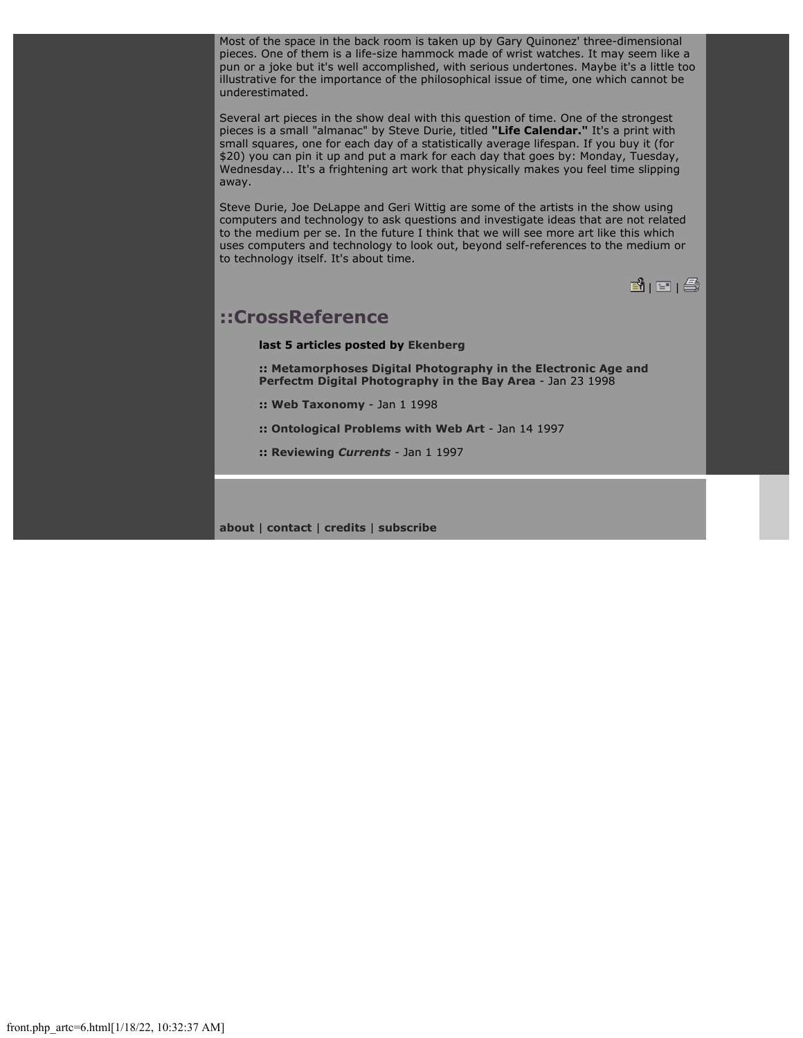Most of the space in the back room is taken up by Gary Quinonez' three-dimensional pieces. One of them is a life-size hammock made of wrist watches. It may seem like a pun or a joke but it's well accomplished, with serious undertones. Maybe it's a little too illustrative for the importance of the philosophical issue of time, one which cannot be underestimated.

Several art pieces in the show deal with this question of time. One of the strongest pieces is a small "almanac" by Steve Durie, titled **"Life Calendar."** It's a print with small squares, one for each day of a statistically average lifespan. If you buy it (for $20) you can pin it up and put a mark for each day that goes by: Monday, Tuesday, Wednesday... It's a frightening art work that physically makes you feel time slipping away.

Steve Durie, Joe DeLappe and Geri Wittig are some of the artists in the show using computers and technology to ask questions and investigate ideas that are not related to the medium per se. In the future I think that we will see more art like this which uses computers and technology to look out, beyond self-references to the medium or to technology itself. It's about time.

## ::CrossReference

**last 5 articles posted by Ekenberg**

**:: Metamorphoses Digital Photography in the Electronic Age and Perfectm Digital Photography in the Bay Area** - Jan 23 1998

**:: Web Taxonomy** - Jan 1 1998

**:: Ontological Problems with Web Art** - Jan 14 1997

**:: Reviewing *Currents*** - Jan 1 1997

**about** | **contact** | **credits** | **subscribe**